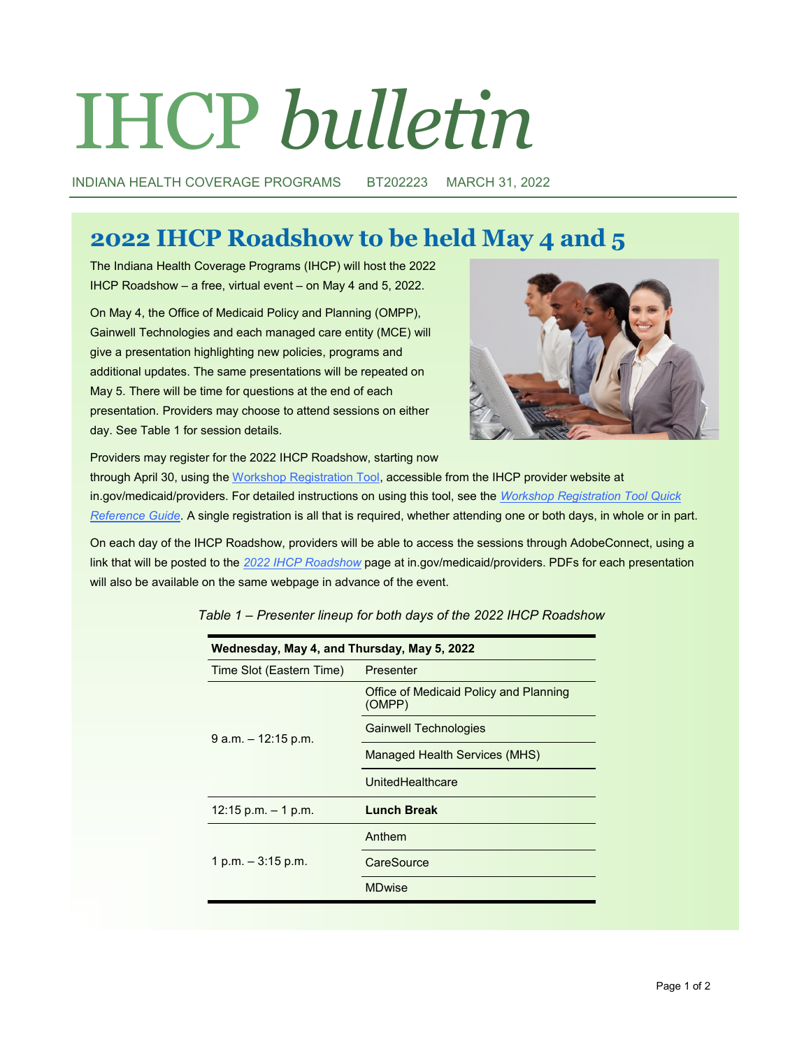# IHCP *bulletin*

INDIANA HEALTH COVERAGE PROGRAMS BT202223 MARCH 31, 2022

## 2022 IHCP Roadshow to be held May 4 and 5

The Indiana Health Coverage Programs (IHCP) will host the 2022 IHCP Roadshow – a free, virtual event – on May 4 and 5, 2022.

On May 4, the Office of Medicaid Policy and Planning (OMPP), Gainwell Technologies and each managed care entity (MCE) will give a presentation highlighting new policies, programs and additional updates. The same presentations will be repeated on May 5. There will be time for questions at the end of each presentation. Providers may choose to attend sessions on either day. See Table 1 for session details.

Providers may register for the 2022 IHCP Roadshow, starting now through April 30, using the Workshop Registration Tool, accessible from the IHCP provider website at in.gov/medicaid/providers. For detailed instructions on using this tool, see the *Workshop Registration Tool Quick Reference Guide*. A single registration is all that is required, whether attending one or both days, in whole or in part.

On each day of the IHCP Roadshow, providers will be able to access the sessions through AdobeConnect, using a link that will be posted to the *2022 IHCP Roadshow* page at in.gov/medicaid/providers. PDFs for each presentation will also be available on the same webpage in advance of the event.

*Table 1 – Presenter lineup for both days of the 2022 IHCP Roadshow*

| **Wednesday, May 4, and Thursday, May 5, 2022** | |
|---|---|
| Time Slot (Eastern Time) | Presenter |
| 9 a.m. – 12:15 p.m. | Office of Medicaid Policy and Planning (OMPP) |
| | Gainwell Technologies |
| | Managed Health Services (MHS) |
| | UnitedHealthcare |
| 12:15 p.m. – 1 p.m. | **Lunch Break** |
| 1 p.m. – 3:15 p.m. | Anthem |
| | CareSource |
| | MDwise |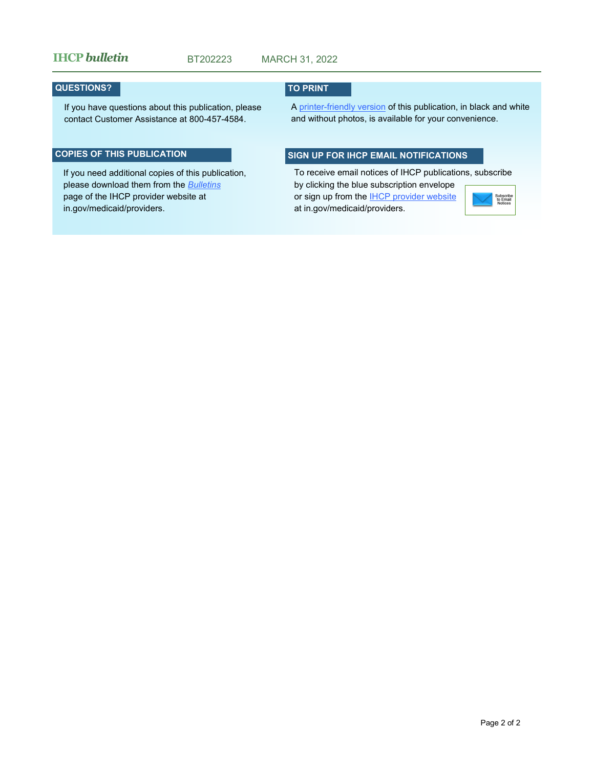## QUESTIONS?

If you have questions about this publication, please contact Customer Assistance at 800-457-4584.

## COPIES OF THIS PUBLICATION

If you need additional copies of this publication, please download them from the *Bulletins* page of the IHCP provider website at in.gov/medicaid/providers.

## TO PRINT

A printer-friendly version of this publication, in black and white and without photos, is available for your convenience.

## SIGN UP FOR IHCP EMAIL NOTIFICATIONS

To receive email notices of IHCP publications, subscribe by clicking the blue subscription envelope or sign up from the IHCP provider website at in.gov/medicaid/providers.

Subscribe to Email Notices